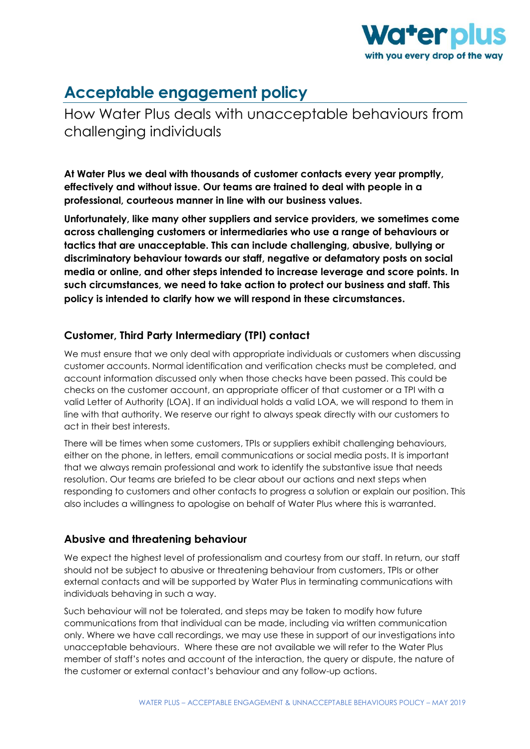# Acceptable engagement policy

## How Water Plus deals with unacceptable behaviours from challenging individuals

**At Water Plus we deal with thousands of customer contacts every year promptly, effectively and without issue. Our teams are trained to deal with people in a professional, courteous manner in line with our business values.**

**Unfortunately, like many other suppliers and service providers, we sometimes come across challenging customers or intermediaries who use a range of behaviours or tactics that are unacceptable. This can include challenging, abusive, bullying or discriminatory behaviour towards our staff, negative or defamatory posts on social media or online, and other steps intended to increase leverage and score points. In such circumstances, we need to take action to protect our business and staff. This policy is intended to clarify how we will respond in these circumstances.**

### Customer, Third Party Intermediary (TPI) contact

We must ensure that we only deal with appropriate individuals or customers when discussing customer accounts. Normal identification and verification checks must be completed, and account information discussed only when those checks have been passed. This could be checks on the customer account, an appropriate officer of that customer or a TPI with a valid Letter of Authority (LOA). If an individual holds a valid LOA, we will respond to them in line with that authority. We reserve our right to always speak directly with our customers to act in their best interests.

There will be times when some customers, TPIs or suppliers exhibit challenging behaviours, either on the phone, in letters, email communications or social media posts. It is important that we always remain professional and work to identify the substantive issue that needs resolution. Our teams are briefed to be clear about our actions and next steps when responding to customers and other contacts to progress a solution or explain our position. This also includes a willingness to apologise on behalf of Water Plus where this is warranted.

### Abusive and threatening behaviour

We expect the highest level of professionalism and courtesy from our staff. In return, our staff should not be subject to abusive or threatening behaviour from customers, TPIs or other external contacts and will be supported by Water Plus in terminating communications with individuals behaving in such a way.

Such behaviour will not be tolerated, and steps may be taken to modify how future communications from that individual can be made, including via written communication only. Where we have call recordings, we may use these in support of our investigations into unacceptable behaviours. Where these are not available we will refer to the Water Plus member of staff's notes and account of the interaction, the query or dispute, the nature of the customer or external contact's behaviour and any follow-up actions.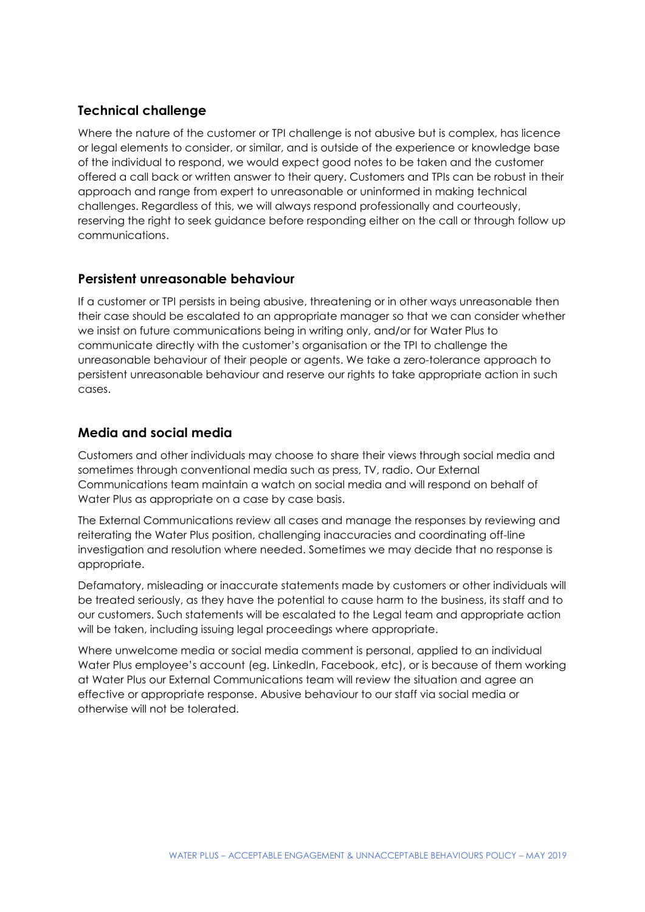## Technical challenge

Where the nature of the customer or TPI challenge is not abusive but is complex, has licence or legal elements to consider, or similar, and is outside of the experience or knowledge base of the individual to respond, we would expect good notes to be taken and the customer offered a call back or written answer to their query. Customers and TPIs can be robust in their approach and range from expert to unreasonable or uninformed in making technical challenges. Regardless of this, we will always respond professionally and courteously, reserving the right to seek guidance before responding either on the call or through follow up communications.

## Persistent unreasonable behaviour

If a customer or TPI persists in being abusive, threatening or in other ways unreasonable then their case should be escalated to an appropriate manager so that we can consider whether we insist on future communications being in writing only, and/or for Water Plus to communicate directly with the customer's organisation or the TPI to challenge the unreasonable behaviour of their people or agents. We take a zero-tolerance approach to persistent unreasonable behaviour and reserve our rights to take appropriate action in such cases.

## Media and social media

Customers and other individuals may choose to share their views through social media and sometimes through conventional media such as press, TV, radio. Our External Communications team maintain a watch on social media and will respond on behalf of Water Plus as appropriate on a case by case basis.

The External Communications review all cases and manage the responses by reviewing and reiterating the Water Plus position, challenging inaccuracies and coordinating off-line investigation and resolution where needed. Sometimes we may decide that no response is appropriate.

Defamatory, misleading or inaccurate statements made by customers or other individuals will be treated seriously, as they have the potential to cause harm to the business, its staff and to our customers. Such statements will be escalated to the Legal team and appropriate action will be taken, including issuing legal proceedings where appropriate.

Where unwelcome media or social media comment is personal, applied to an individual Water Plus employee's account (eg. LinkedIn, Facebook, etc), or is because of them working at Water Plus our External Communications team will review the situation and agree an effective or appropriate response. Abusive behaviour to our staff via social media or otherwise will not be tolerated.